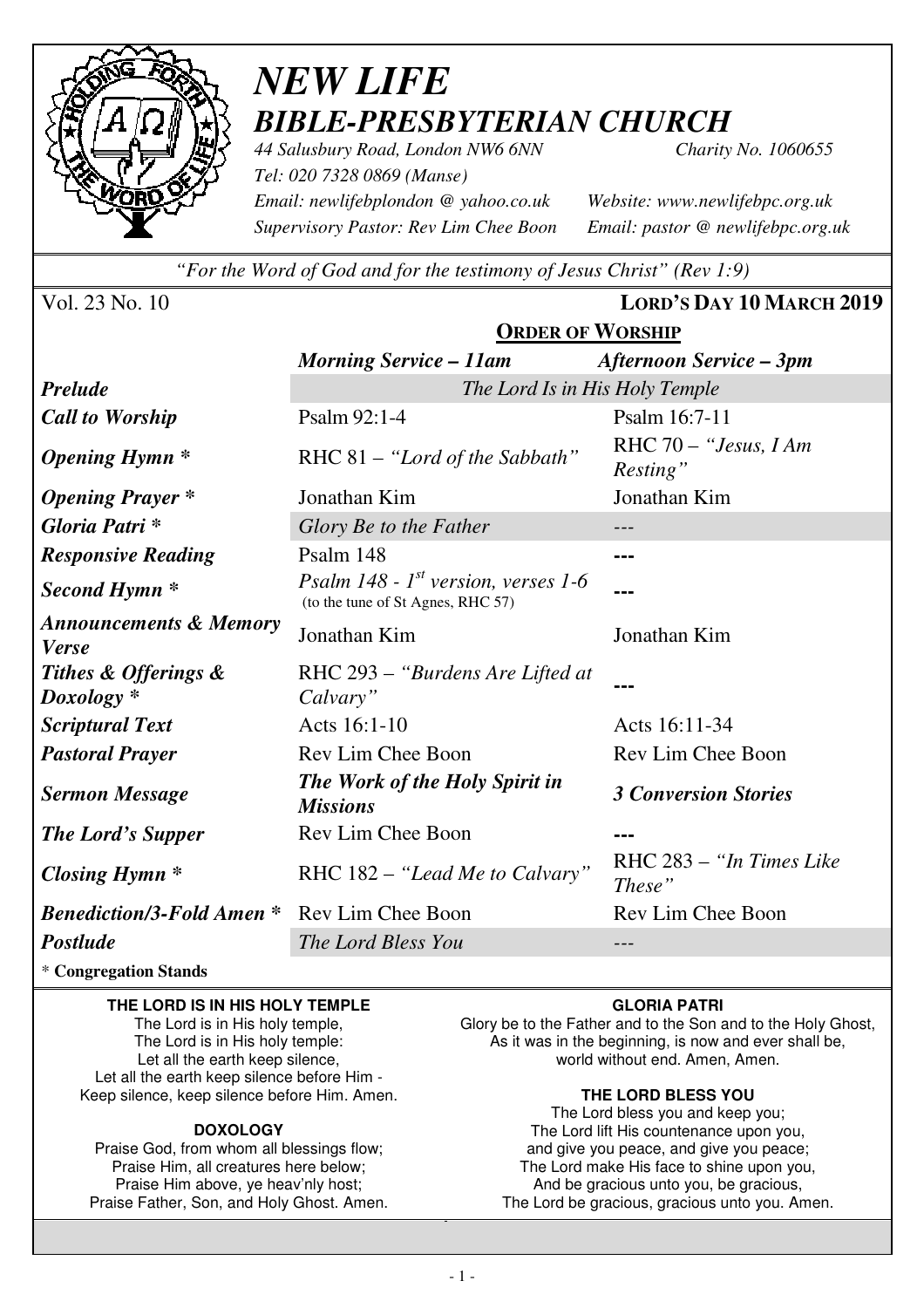# *NEW LIFE BIBLE-PRESBYTERIAN CHURCH*

*44 Salusbury Road, London NW6 6NN* *Charity No. 1060655*
*Tel: 020 7328 0869 (Manse)*
*Email: newlifebplondon @ yahoo.co.uk* *Website: www.newlifebpc.org.uk*
*Supervisory Pastor: Rev Lim Chee Boon* *Email: pastor @ newlifebpc.org.uk*

*"For the Word of God and for the testimony of Jesus Christ" (Rev 1:9)*

Vol. 23 No. 10 **LORD'S DAY 10 MARCH 2019**

## ORDER OF WORSHIP

| | *Morning Service – 11am* | *Afternoon Service – 3pm* |
|---|---|---|
| ***Prelude*** | *The Lord Is in His Holy Temple* | |
| ***Call to Worship*** | Psalm 92:1-4 | Psalm 16:7-11 |
| ***Opening Hymn \**** | RHC 81 – *"Lord of the Sabbath"* | RHC 70 – *"Jesus, I Am Resting"* |
| ***Opening Prayer \**** | Jonathan Kim | Jonathan Kim |
| ***Gloria Patri \**** | *Glory Be to the Father* | --- |
| ***Responsive Reading*** | Psalm 148 | --- |
| ***Second Hymn \**** | *Psalm 148 - 1st version, verses 1-6* (to the tune of St Agnes, RHC 57) | --- |
| ***Announcements & Memory Verse*** | Jonathan Kim | Jonathan Kim |
| ***Tithes & Offerings & Doxology \**** | RHC 293 – *"Burdens Are Lifted at Calvary"* | --- |
| ***Scriptural Text*** | Acts 16:1-10 | Acts 16:11-34 |
| ***Pastoral Prayer*** | Rev Lim Chee Boon | Rev Lim Chee Boon |
| ***Sermon Message*** | ***The Work of the Holy Spirit in Missions*** | ***3 Conversion Stories*** |
| ***The Lord's Supper*** | Rev Lim Chee Boon | --- |
| ***Closing Hymn \**** | RHC 182 – *"Lead Me to Calvary"* | RHC 283 – *"In Times Like These"* |
| ***Benediction/3-Fold Amen \**** | Rev Lim Chee Boon | Rev Lim Chee Boon |
| ***Postlude*** | *The Lord Bless You* | --- |

\* **Congregation Stands**

**THE LORD IS IN HIS HOLY TEMPLE**
The Lord is in His holy temple,
The Lord is in His holy temple:
Let all the earth keep silence,
Let all the earth keep silence before Him -
Keep silence, keep silence before Him. Amen.

**DOXOLOGY**
Praise God, from whom all blessings flow;
Praise Him, all creatures here below;
Praise Him above, ye heav'nly host;
Praise Father, Son, and Holy Ghost. Amen.

**GLORIA PATRI**
Glory be to the Father and to the Son and to the Holy Ghost,
As it was in the beginning, is now and ever shall be,
world without end. Amen, Amen.

**THE LORD BLESS YOU**
The Lord bless you and keep you;
The Lord lift His countenance upon you,
and give you peace, and give you peace;
The Lord make His face to shine upon you,
And be gracious unto you, be gracious,
The Lord be gracious, gracious unto you. Amen.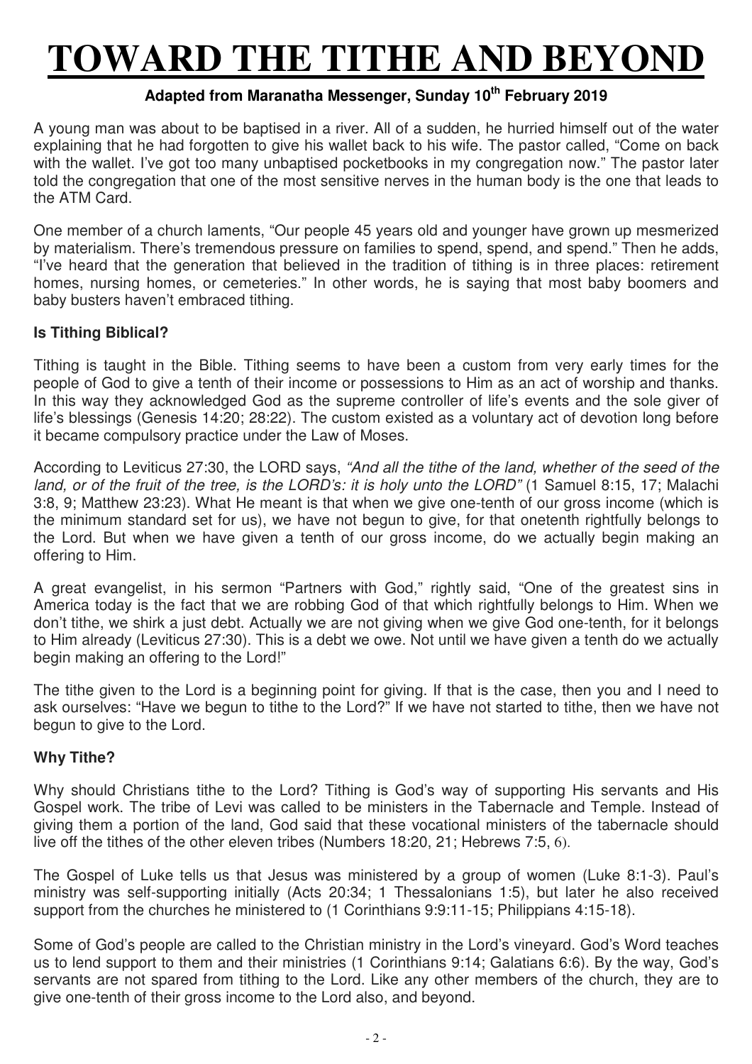# TOWARD THE TITHE AND BEYOND

**Adapted from Maranatha Messenger, Sunday 10th February 2019**

A young man was about to be baptised in a river. All of a sudden, he hurried himself out of the water explaining that he had forgotten to give his wallet back to his wife. The pastor called, "Come on back with the wallet. I've got too many unbaptised pocketbooks in my congregation now." The pastor later told the congregation that one of the most sensitive nerves in the human body is the one that leads to the ATM Card.

One member of a church laments, "Our people 45 years old and younger have grown up mesmerized by materialism. There's tremendous pressure on families to spend, spend, and spend." Then he adds, "I've heard that the generation that believed in the tradition of tithing is in three places: retirement homes, nursing homes, or cemeteries." In other words, he is saying that most baby boomers and baby busters haven't embraced tithing.

### Is Tithing Biblical?

Tithing is taught in the Bible. Tithing seems to have been a custom from very early times for the people of God to give a tenth of their income or possessions to Him as an act of worship and thanks. In this way they acknowledged God as the supreme controller of life's events and the sole giver of life's blessings (Genesis 14:20; 28:22). The custom existed as a voluntary act of devotion long before it became compulsory practice under the Law of Moses.

According to Leviticus 27:30, the LORD says, *"And all the tithe of the land, whether of the seed of the land, or of the fruit of the tree, is the LORD's: it is holy unto the LORD"* (1 Samuel 8:15, 17; Malachi 3:8, 9; Matthew 23:23). What He meant is that when we give one-tenth of our gross income (which is the minimum standard set for us), we have not begun to give, for that onetenth rightfully belongs to the Lord. But when we have given a tenth of our gross income, do we actually begin making an offering to Him.

A great evangelist, in his sermon "Partners with God," rightly said, "One of the greatest sins in America today is the fact that we are robbing God of that which rightfully belongs to Him. When we don't tithe, we shirk a just debt. Actually we are not giving when we give God one-tenth, for it belongs to Him already (Leviticus 27:30). This is a debt we owe. Not until we have given a tenth do we actually begin making an offering to the Lord!"

The tithe given to the Lord is a beginning point for giving. If that is the case, then you and I need to ask ourselves: "Have we begun to tithe to the Lord?" If we have not started to tithe, then we have not begun to give to the Lord.

### Why Tithe?

Why should Christians tithe to the Lord? Tithing is God's way of supporting His servants and His Gospel work. The tribe of Levi was called to be ministers in the Tabernacle and Temple. Instead of giving them a portion of the land, God said that these vocational ministers of the tabernacle should live off the tithes of the other eleven tribes (Numbers 18:20, 21; Hebrews 7:5, 6).

The Gospel of Luke tells us that Jesus was ministered by a group of women (Luke 8:1-3). Paul's ministry was self-supporting initially (Acts 20:34; 1 Thessalonians 1:5), but later he also received support from the churches he ministered to (1 Corinthians 9:9:11-15; Philippians 4:15-18).

Some of God's people are called to the Christian ministry in the Lord's vineyard. God's Word teaches us to lend support to them and their ministries (1 Corinthians 9:14; Galatians 6:6). By the way, God's servants are not spared from tithing to the Lord. Like any other members of the church, they are to give one-tenth of their gross income to the Lord also, and beyond.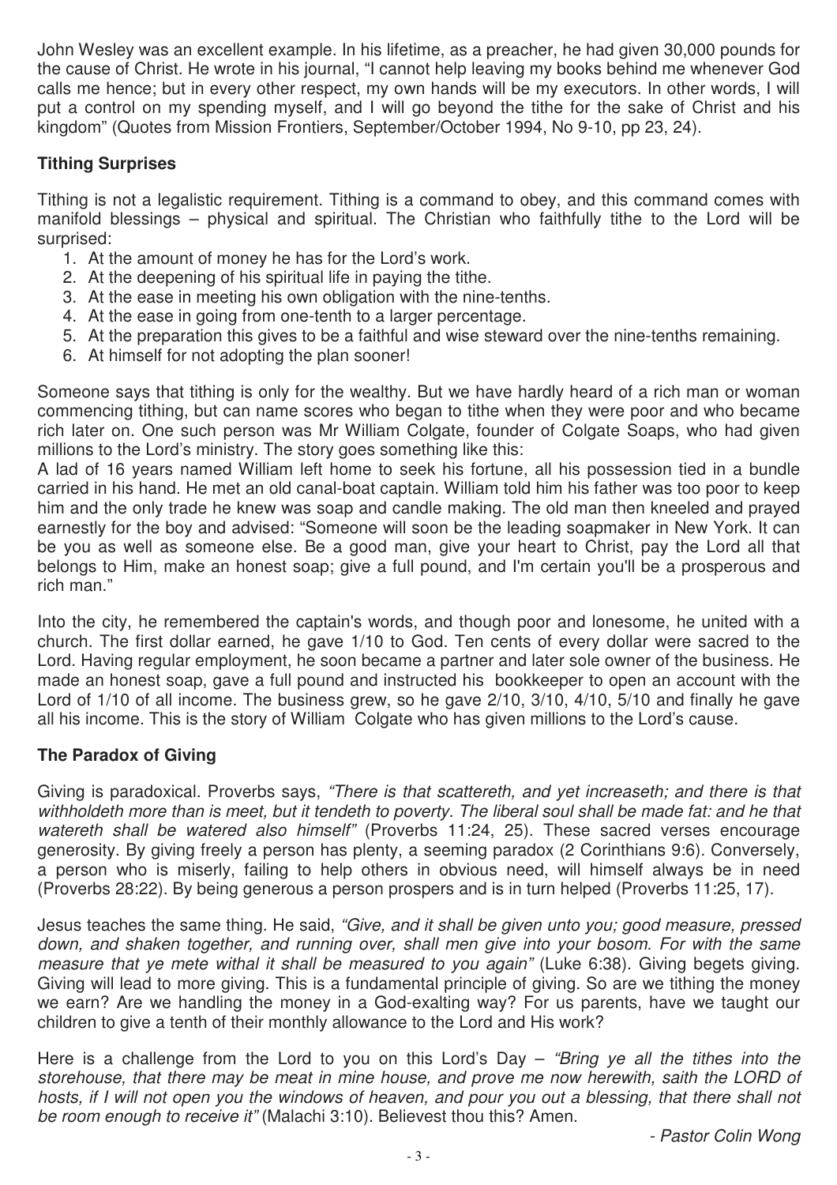John Wesley was an excellent example. In his lifetime, as a preacher, he had given 30,000 pounds for the cause of Christ. He wrote in his journal, "I cannot help leaving my books behind me whenever God calls me hence; but in every other respect, my own hands will be my executors. In other words, I will put a control on my spending myself, and I will go beyond the tithe for the sake of Christ and his kingdom" (Quotes from Mission Frontiers, September/October 1994, No 9-10, pp 23, 24).

**Tithing Surprises**

Tithing is not a legalistic requirement. Tithing is a command to obey, and this command comes with manifold blessings – physical and spiritual. The Christian who faithfully tithe to the Lord will be surprised:

1. At the amount of money he has for the Lord's work.
2. At the deepening of his spiritual life in paying the tithe.
3. At the ease in meeting his own obligation with the nine-tenths.
4. At the ease in going from one-tenth to a larger percentage.
5. At the preparation this gives to be a faithful and wise steward over the nine-tenths remaining.
6. At himself for not adopting the plan sooner!

Someone says that tithing is only for the wealthy. But we have hardly heard of a rich man or woman commencing tithing, but can name scores who began to tithe when they were poor and who became rich later on. One such person was Mr William Colgate, founder of Colgate Soaps, who had given millions to the Lord's ministry. The story goes something like this:

A lad of 16 years named William left home to seek his fortune, all his possession tied in a bundle carried in his hand. He met an old canal-boat captain. William told him his father was too poor to keep him and the only trade he knew was soap and candle making. The old man then kneeled and prayed earnestly for the boy and advised: "Someone will soon be the leading soapmaker in New York. It can be you as well as someone else. Be a good man, give your heart to Christ, pay the Lord all that belongs to Him, make an honest soap; give a full pound, and I'm certain you'll be a prosperous and rich man."

Into the city, he remembered the captain's words, and though poor and lonesome, he united with a church. The first dollar earned, he gave 1/10 to God. Ten cents of every dollar were sacred to the Lord. Having regular employment, he soon became a partner and later sole owner of the business. He made an honest soap, gave a full pound and instructed his bookkeeper to open an account with the Lord of 1/10 of all income. The business grew, so he gave 2/10, 3/10, 4/10, 5/10 and finally he gave all his income. This is the story of William Colgate who has given millions to the Lord's cause.

**The Paradox of Giving**

Giving is paradoxical. Proverbs says, *"There is that scattereth, and yet increaseth; and there is that withholdeth more than is meet, but it tendeth to poverty. The liberal soul shall be made fat: and he that watereth shall be watered also himself"* (Proverbs 11:24, 25). These sacred verses encourage generosity. By giving freely a person has plenty, a seeming paradox (2 Corinthians 9:6). Conversely, a person who is miserly, failing to help others in obvious need, will himself always be in need (Proverbs 28:22). By being generous a person prospers and is in turn helped (Proverbs 11:25, 17).

Jesus teaches the same thing. He said, *"Give, and it shall be given unto you; good measure, pressed down, and shaken together, and running over, shall men give into your bosom. For with the same measure that ye mete withal it shall be measured to you again"* (Luke 6:38). Giving begets giving. Giving will lead to more giving. This is a fundamental principle of giving. So are we tithing the money we earn? Are we handling the money in a God-exalting way? For us parents, have we taught our children to give a tenth of their monthly allowance to the Lord and His work?

Here is a challenge from the Lord to you on this Lord's Day – *"Bring ye all the tithes into the storehouse, that there may be meat in mine house, and prove me now herewith, saith the LORD of hosts, if I will not open you the windows of heaven, and pour you out a blessing, that there shall not be room enough to receive it"* (Malachi 3:10). Believest thou this? Amen.

*- Pastor Colin Wong*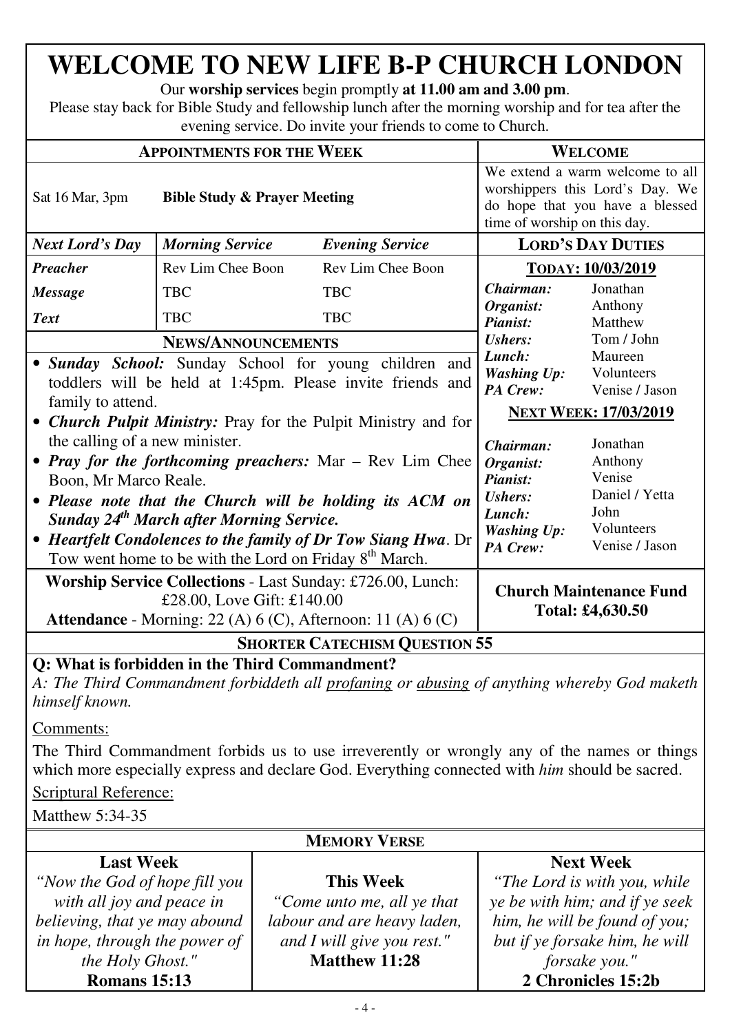# WELCOME TO NEW LIFE B-P CHURCH LONDON

Our **worship services** begin promptly **at 11.00 am and 3.00 pm**.
Please stay back for Bible Study and fellowship lunch after the morning worship and for tea after the evening service. Do invite your friends to come to Church.

## APPOINTMENTS FOR THE WEEK

| | |
|---|---|
| Sat 16 Mar, 3pm | **Bible Study & Prayer Meeting** |

| ***Next Lord's Day*** | ***Morning Service*** | ***Evening Service*** |
|---|---|---|
| ***Preacher*** | Rev Lim Chee Boon | Rev Lim Chee Boon |
| ***Message*** | TBC | TBC |
| ***Text*** | TBC | TBC |

## WELCOME

We extend a warm welcome to all worshippers this Lord's Day. We do hope that you have a blessed time of worship on this day.

## LORD'S DAY DUTIES

**TODAY: 10/03/2019**

| | |
|---|---|
| ***Chairman:*** | Jonathan |
| ***Organist:*** | Anthony |
| ***Pianist:*** | Matthew |
| ***Ushers:*** | Tom / John |
| ***Lunch:*** | Maureen |
| ***Washing Up:*** | Volunteers |
| ***PA Crew:*** | Venise / Jason |

**NEXT WEEK: 17/03/2019**

| | |
|---|---|
| ***Chairman:*** | Jonathan |
| ***Organist:*** | Anthony |
| ***Pianist:*** | Venise |
| ***Ushers:*** | Daniel / Yetta |
| ***Lunch:*** | John |
| ***Washing Up:*** | Volunteers |
| ***PA Crew:*** | Venise / Jason |

## NEWS/ANNOUNCEMENTS

- ***Sunday School:*** Sunday School for young children and toddlers will be held at 1:45pm. Please invite friends and family to attend.
- ***Church Pulpit Ministry:*** Pray for the Pulpit Ministry and for the calling of a new minister.
- ***Pray for the forthcoming preachers:*** Mar – Rev Lim Chee Boon, Mr Marco Reale.
- ***Please note that the Church will be holding its ACM on Sunday 24th March after Morning Service.***
- ***Heartfelt Condolences to the family of Dr Tow Siang Hwa***. Dr Tow went home to be with the Lord on Friday 8th March.

**Worship Service Collections** - Last Sunday: £726.00, Lunch: £28.00, Love Gift: £140.00
**Attendance** - Morning: 22 (A) 6 (C), Afternoon: 11 (A) 6 (C)

**Church Maintenance Fund Total: £4,630.50**

## SHORTER CATECHISM QUESTION 55

**Q: What is forbidden in the Third Commandment?**

*A: The Third Commandment forbiddeth all profaning or abusing of anything whereby God maketh himself known.*

Comments:

The Third Commandment forbids us to use irreverently or wrongly any of the names or things which more especially express and declare God. Everything connected with *him* should be sacred.

Scriptural Reference:

Matthew 5:34-35

## MEMORY VERSE

| **Last Week** | **This Week** | **Next Week** |
|---|---|---|
| *"Now the God of hope fill you with all joy and peace in believing, that ye may abound in hope, through the power of the Holy Ghost."* **Romans 15:13** | *"Come unto me, all ye that labour and are heavy laden, and I will give you rest."* **Matthew 11:28** | *"The Lord is with you, while ye be with him; and if ye seek him, he will be found of you; but if ye forsake him, he will forsake you."* **2 Chronicles 15:2b** |